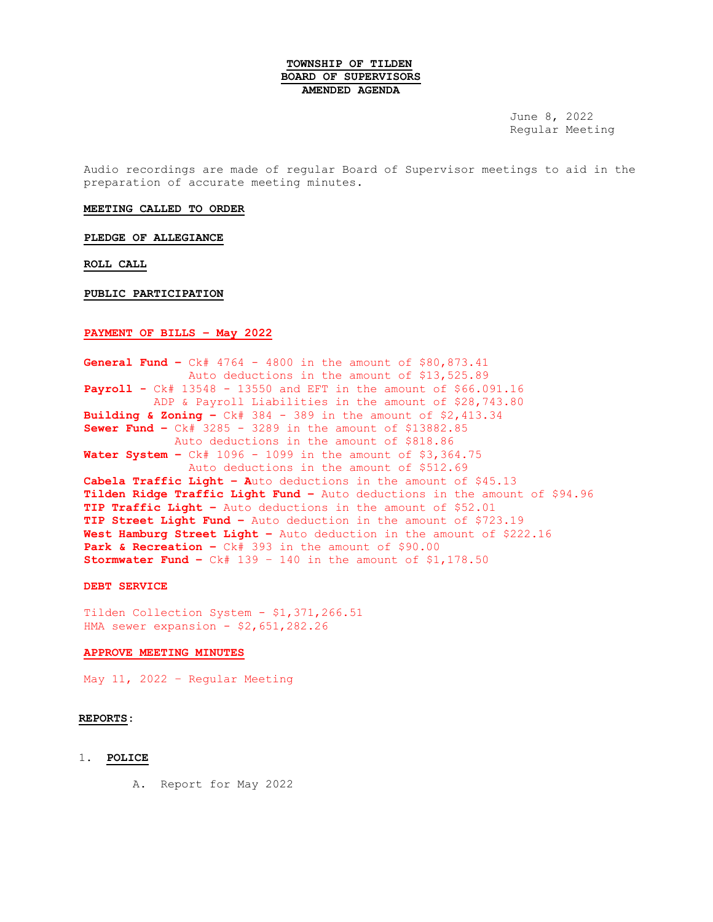# TOWNSHIP OF TILDEN
## BOARD OF SUPERVISORS
## AMENDED AGENDA

June 8, 2022
Regular Meeting

Audio recordings are made of regular Board of Supervisor meetings to aid in the preparation of accurate meeting minutes.

**MEETING CALLED TO ORDER**

**PLEDGE OF ALLEGIANCE**

**ROLL CALL**

**PUBLIC PARTICIPATION**

**PAYMENT OF BILLS – May 2022**

**General Fund –** Ck# 4764 - 4800 in the amount of $80,873.41
Auto deductions in the amount of $13,525.89
**Payroll -** Ck# 13548 - 13550 and EFT in the amount of $66.091.16
ADP & Payroll Liabilities in the amount of $28,743.80
**Building & Zoning –** Ck# 384 - 389 in the amount of $2,413.34
**Sewer Fund –** Ck# 3285 - 3289 in the amount of $13882.85
Auto deductions in the amount of $818.86
**Water System –** Ck# 1096 - 1099 in the amount of $3,364.75
Auto deductions in the amount of $512.69
**Cabela Traffic Light – A**uto deductions in the amount of $45.13
**Tilden Ridge Traffic Light Fund –** Auto deductions in the amount of $94.96
**TIP Traffic Light –** Auto deductions in the amount of $52.01
**TIP Street Light Fund –** Auto deduction in the amount of $723.19
**West Hamburg Street Light –** Auto deduction in the amount of $222.16
**Park & Recreation –** Ck# 393 in the amount of $90.00
**Stormwater Fund –** Ck# 139 – 140 in the amount of $1,178.50

**DEBT SERVICE**

Tilden Collection System - $1,371,266.51
HMA sewer expansion - $2,651,282.26

**APPROVE MEETING MINUTES**

May 11, 2022 – Regular Meeting

**REPORTS:**

1. **POLICE**

   A. Report for May 2022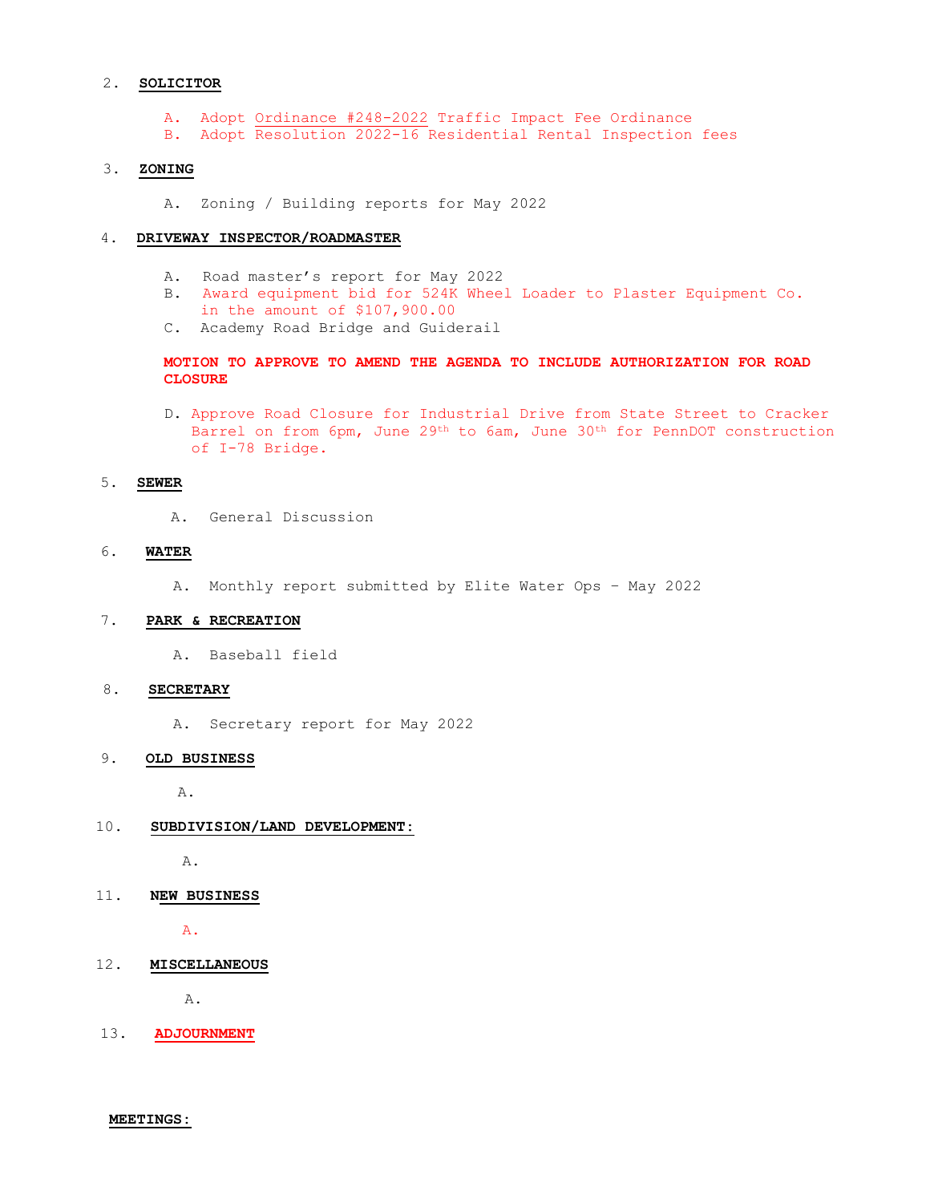2. **SOLICITOR**

   A. Adopt Ordinance #248-2022 Traffic Impact Fee Ordinance
   B. Adopt Resolution 2022-16 Residential Rental Inspection fees

3. **ZONING**

   A. Zoning / Building reports for May 2022

4. **DRIVEWAY INSPECTOR/ROADMASTER**

   A. Road master's report for May 2022
   B. Award equipment bid for 524K Wheel Loader to Plaster Equipment Co. in the amount of $107,900.00
   C. Academy Road Bridge and Guiderail

   **MOTION TO APPROVE TO AMEND THE AGENDA TO INCLUDE AUTHORIZATION FOR ROAD CLOSURE**

   D. Approve Road Closure for Industrial Drive from State Street to Cracker Barrel on from 6pm, June 29th to 6am, June 30th for PennDOT construction of I-78 Bridge.

5. **SEWER**

   A. General Discussion

6. **WATER**

   A. Monthly report submitted by Elite Water Ops – May 2022

7. **PARK & RECREATION**

   A. Baseball field

8. **SECRETARY**

   A. Secretary report for May 2022

9. **OLD BUSINESS**

   A.

10. **SUBDIVISION/LAND DEVELOPMENT:**

   A.

11. **NEW BUSINESS**

   A.

12. **MISCELLANEOUS**

   A.

13. **ADJOURNMENT**

**MEETINGS:**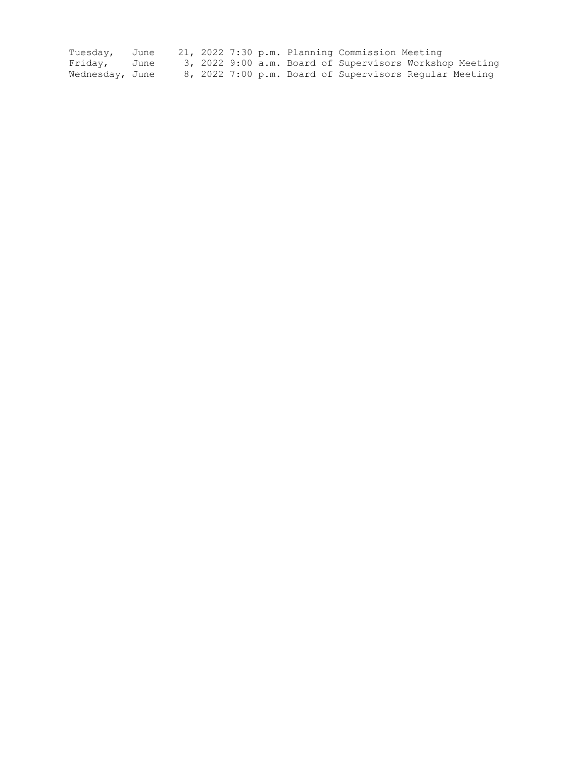Tuesday, June 21, 2022 7:30 p.m. Planning Commission Meeting
Friday, June 3, 2022 9:00 a.m. Board of Supervisors Workshop Meeting
Wednesday, June 8, 2022 7:00 p.m. Board of Supervisors Regular Meeting